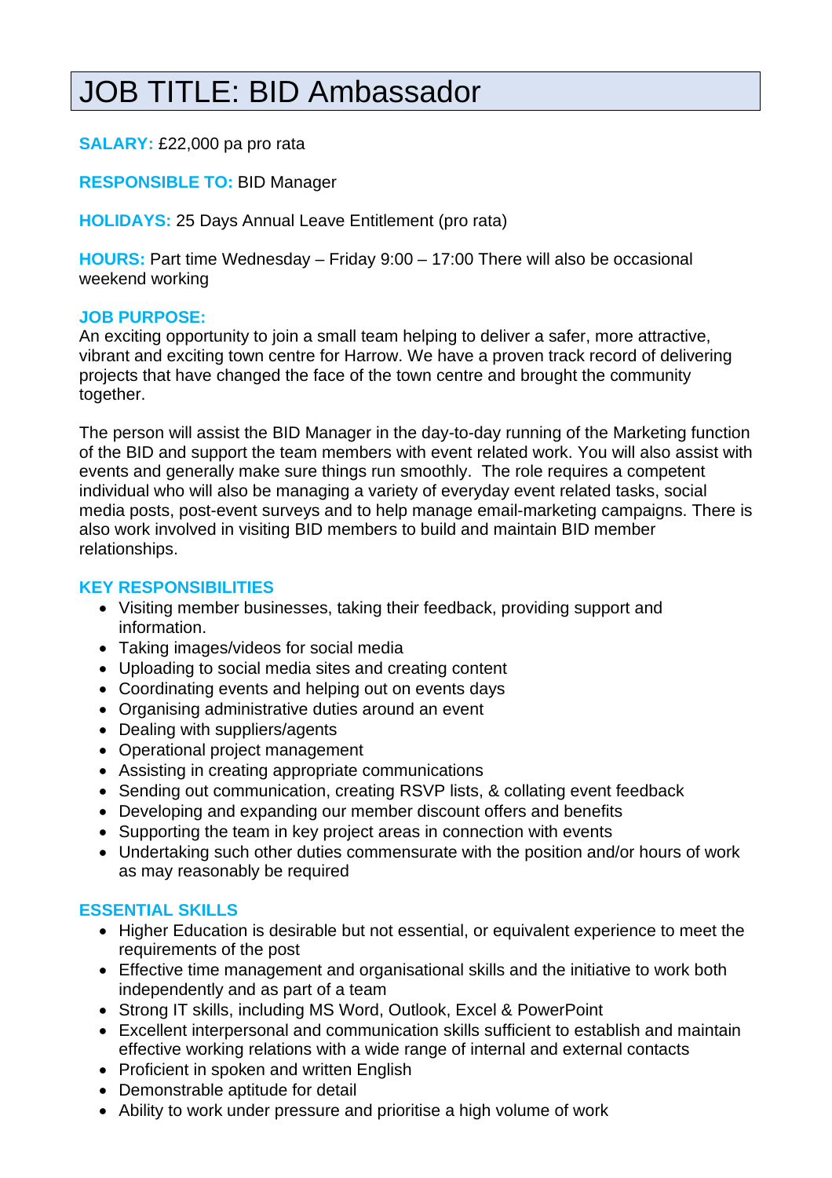# JOB TITLE: BID Ambassador

**SALARY:** £22,000 pa pro rata

**RESPONSIBLE TO:** BID Manager

**HOLIDAYS:** 25 Days Annual Leave Entitlement (pro rata)

**HOURS:** Part time Wednesday – Friday 9:00 – 17:00 There will also be occasional weekend working

**JOB PURPOSE:**

An exciting opportunity to join a small team helping to deliver a safer, more attractive, vibrant and exciting town centre for Harrow. We have a proven track record of delivering projects that have changed the face of the town centre and brought the community together.

The person will assist the BID Manager in the day-to-day running of the Marketing function of the BID and support the team members with event related work. You will also assist with events and generally make sure things run smoothly. The role requires a competent individual who will also be managing a variety of everyday event related tasks, social media posts, post-event surveys and to help manage email-marketing campaigns. There is also work involved in visiting BID members to build and maintain BID member relationships.

**KEY RESPONSIBILITIES**

- Visiting member businesses, taking their feedback, providing support and information.
- Taking images/videos for social media
- Uploading to social media sites and creating content
- Coordinating events and helping out on events days
- Organising administrative duties around an event
- Dealing with suppliers/agents
- Operational project management
- Assisting in creating appropriate communications
- Sending out communication, creating RSVP lists, & collating event feedback
- Developing and expanding our member discount offers and benefits
- Supporting the team in key project areas in connection with events
- Undertaking such other duties commensurate with the position and/or hours of work as may reasonably be required

**ESSENTIAL SKILLS**

- Higher Education is desirable but not essential, or equivalent experience to meet the requirements of the post
- Effective time management and organisational skills and the initiative to work both independently and as part of a team
- Strong IT skills, including MS Word, Outlook, Excel & PowerPoint
- Excellent interpersonal and communication skills sufficient to establish and maintain effective working relations with a wide range of internal and external contacts
- Proficient in spoken and written English
- Demonstrable aptitude for detail
- Ability to work under pressure and prioritise a high volume of work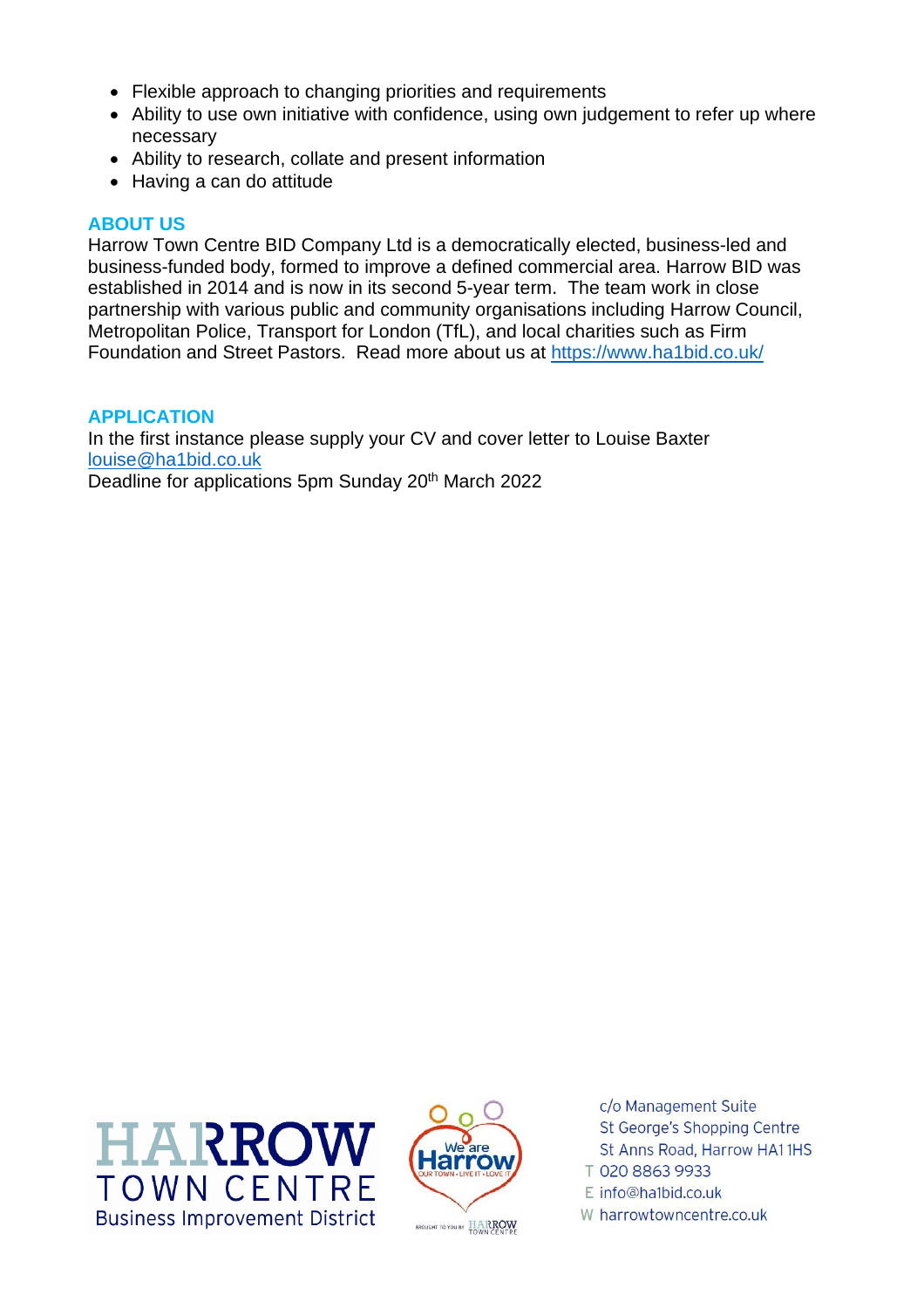- Flexible approach to changing priorities and requirements
- Ability to use own initiative with confidence, using own judgement to refer up where necessary
- Ability to research, collate and present information
- Having a can do attitude

## ABOUT US

Harrow Town Centre BID Company Ltd is a democratically elected, business-led and business-funded body, formed to improve a defined commercial area. Harrow BID was established in 2014 and is now in its second 5-year term. The team work in close partnership with various public and community organisations including Harrow Council, Metropolitan Police, Transport for London (TfL), and local charities such as Firm Foundation and Street Pastors. Read more about us at https://www.ha1bid.co.uk/

## APPLICATION

In the first instance please supply your CV and cover letter to Louise Baxter louise@ha1bid.co.uk
Deadline for applications 5pm Sunday 20th March 2022

HARROW TOWN CENTRE Business Improvement District

We are Harrow OUR TOWN • LIVE IT • LOVE IT

c/o Management Suite
St George's Shopping Centre
St Anns Road, Harrow HA1 1HS
T 020 8863 9933
E info@ha1bid.co.uk
W harrowtowncentre.co.uk